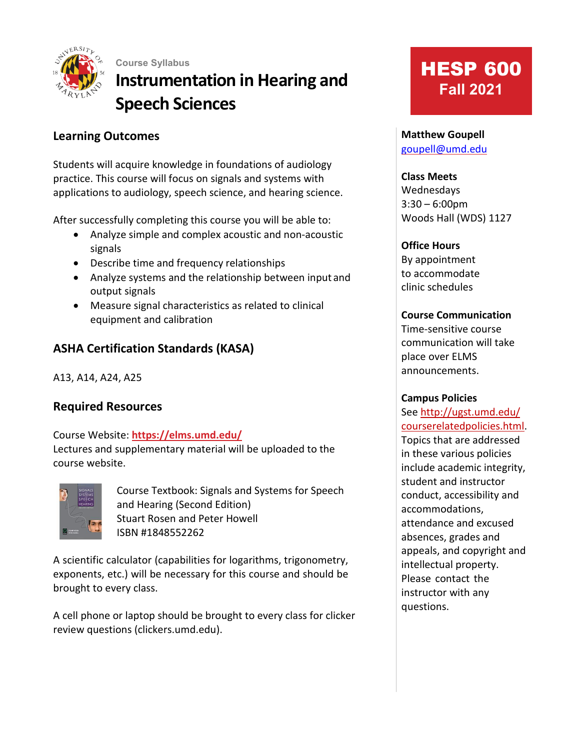Course Syllabus

# Instrumentation in Hearing and Speech Sciences

**HESP 600**
**Fall 2021**

## Learning Outcomes

Students will acquire knowledge in foundations of audiology practice. This course will focus on signals and systems with applications to audiology, speech science, and hearing science.

After successfully completing this course you will be able to:

- Analyze simple and complex acoustic and non-acoustic signals
- Describe time and frequency relationships
- Analyze systems and the relationship between input and output signals
- Measure signal characteristics as related to clinical equipment and calibration

## ASHA Certification Standards (KASA)

A13, A14, A24, A25

## Required Resources

Course Website: **https://elms.umd.edu/**
Lectures and supplementary material will be uploaded to the course website.

Course Textbook: Signals and Systems for Speech and Hearing (Second Edition)
Stuart Rosen and Peter Howell
ISBN #1848552262

A scientific calculator (capabilities for logarithms, trigonometry, exponents, etc.) will be necessary for this course and should be brought to every class.

A cell phone or laptop should be brought to every class for clicker review questions (clickers.umd.edu).

**Matthew Goupell**
goupell@umd.edu

**Class Meets**
Wednesdays
3:30 – 6:00pm
Woods Hall (WDS) 1127

**Office Hours**
By appointment to accommodate clinic schedules

**Course Communication**
Time-sensitive course communication will take place over ELMS announcements.

**Campus Policies**
See http://ugst.umd.edu/courserelatedpolicies.html. Topics that are addressed in these various policies include academic integrity, student and instructor conduct, accessibility and accommodations, attendance and excused absences, grades and appeals, and copyright and intellectual property. Please contact the instructor with any questions.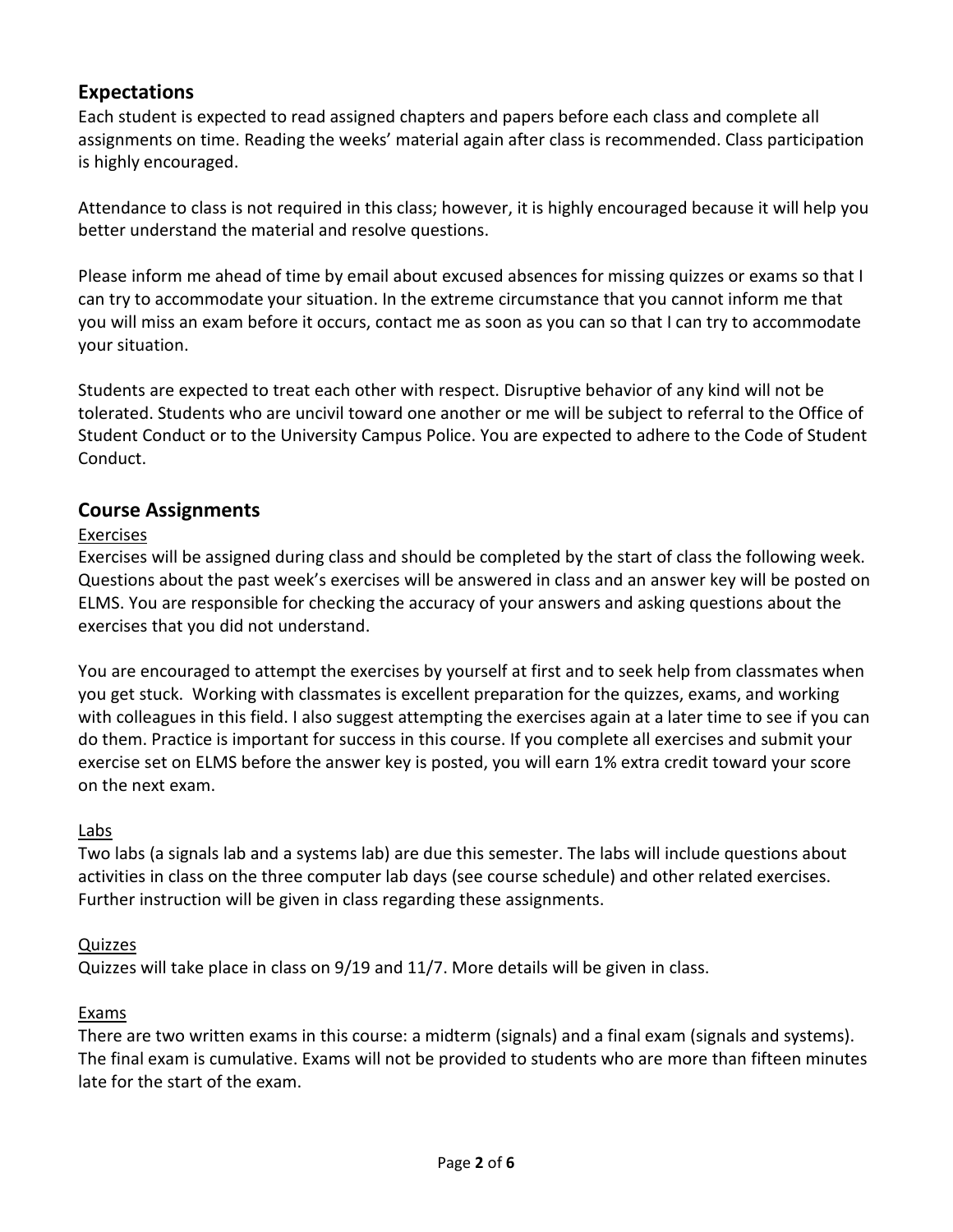## Expectations

Each student is expected to read assigned chapters and papers before each class and complete all assignments on time. Reading the weeks' material again after class is recommended. Class participation is highly encouraged.

Attendance to class is not required in this class; however, it is highly encouraged because it will help you better understand the material and resolve questions.

Please inform me ahead of time by email about excused absences for missing quizzes or exams so that I can try to accommodate your situation. In the extreme circumstance that you cannot inform me that you will miss an exam before it occurs, contact me as soon as you can so that I can try to accommodate your situation.

Students are expected to treat each other with respect. Disruptive behavior of any kind will not be tolerated. Students who are uncivil toward one another or me will be subject to referral to the Office of Student Conduct or to the University Campus Police. You are expected to adhere to the Code of Student Conduct.

## Course Assignments

### Exercises

Exercises will be assigned during class and should be completed by the start of class the following week. Questions about the past week's exercises will be answered in class and an answer key will be posted on ELMS. You are responsible for checking the accuracy of your answers and asking questions about the exercises that you did not understand.

You are encouraged to attempt the exercises by yourself at first and to seek help from classmates when you get stuck. Working with classmates is excellent preparation for the quizzes, exams, and working with colleagues in this field. I also suggest attempting the exercises again at a later time to see if you can do them. Practice is important for success in this course. If you complete all exercises and submit your exercise set on ELMS before the answer key is posted, you will earn 1% extra credit toward your score on the next exam.

### Labs

Two labs (a signals lab and a systems lab) are due this semester. The labs will include questions about activities in class on the three computer lab days (see course schedule) and other related exercises. Further instruction will be given in class regarding these assignments.

### Quizzes

Quizzes will take place in class on 9/19 and 11/7. More details will be given in class.

### Exams

There are two written exams in this course: a midterm (signals) and a final exam (signals and systems). The final exam is cumulative. Exams will not be provided to students who are more than fifteen minutes late for the start of the exam.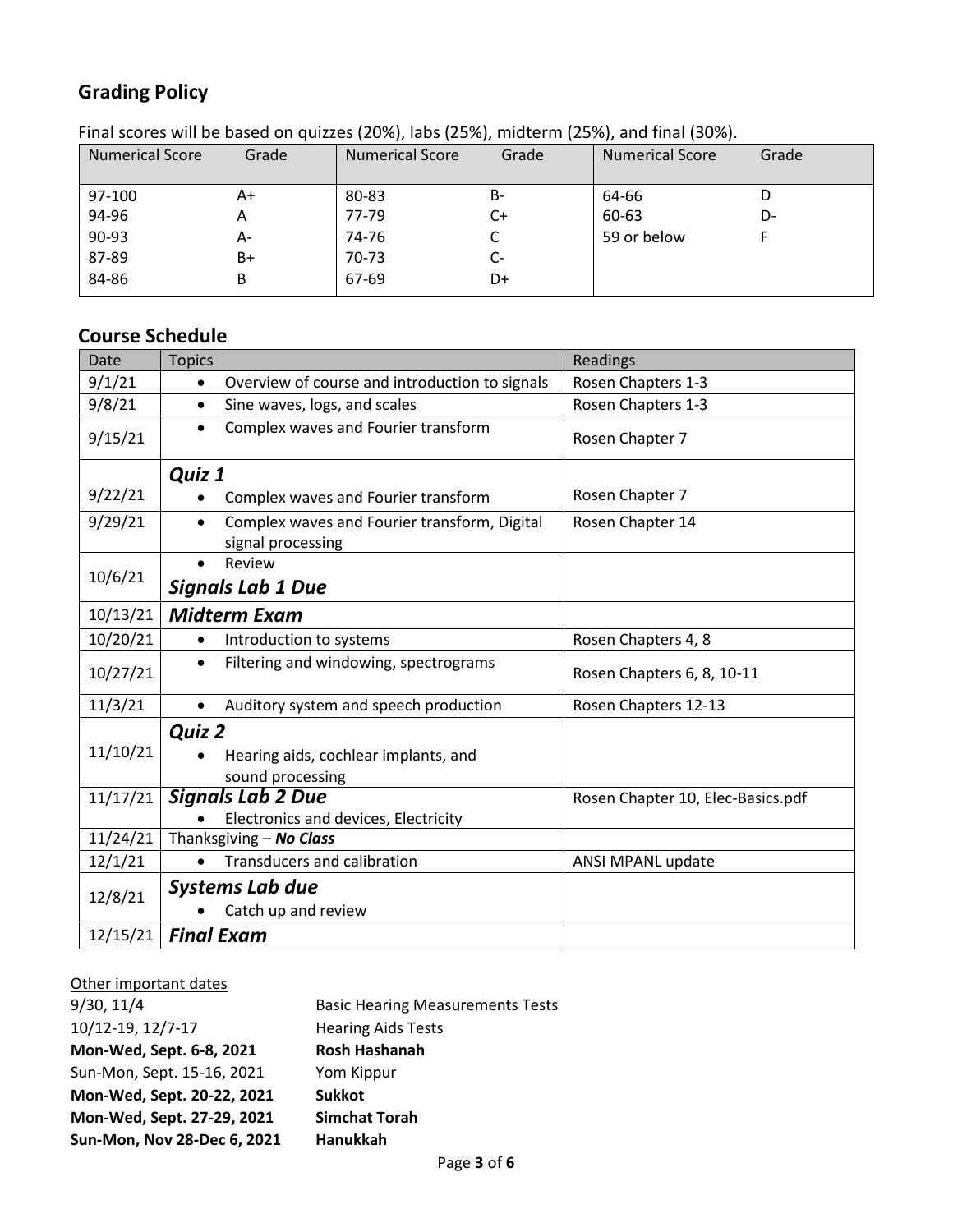## Grading Policy

Final scores will be based on quizzes (20%), labs (25%), midterm (25%), and final (30%).

| Numerical Score | Grade | Numerical Score | Grade | Numerical Score | Grade |
|---|---|---|---|---|---|
| 97-100 | A+ | 80-83 | B- | 64-66 | D |
| 94-96 | A | 77-79 | C+ | 60-63 | D- |
| 90-93 | A- | 74-76 | C | 59 or below | F |
| 87-89 | B+ | 70-73 | C- | | |
| 84-86 | B | 67-69 | D+ | | |

## Course Schedule

| Date | Topics | Readings |
|---|---|---|
| 9/1/21 | • Overview of course and introduction to signals | Rosen Chapters 1-3 |
| 9/8/21 | • Sine waves, logs, and scales | Rosen Chapters 1-3 |
| 9/15/21 | • Complex waves and Fourier transform | Rosen Chapter 7 |
| 9/22/21 | ***Quiz 1*** <br> • Complex waves and Fourier transform | Rosen Chapter 7 |
| 9/29/21 | • Complex waves and Fourier transform, Digital signal processing | Rosen Chapter 14 |
| 10/6/21 | • Review <br> ***Signals Lab 1 Due*** | |
| 10/13/21 | ***Midterm Exam*** | |
| 10/20/21 | • Introduction to systems | Rosen Chapters 4, 8 |
| 10/27/21 | • Filtering and windowing, spectrograms | Rosen Chapters 6, 8, 10-11 |
| 11/3/21 | • Auditory system and speech production | Rosen Chapters 12-13 |
| 11/10/21 | ***Quiz 2*** <br> • Hearing aids, cochlear implants, and sound processing | |
| 11/17/21 | ***Signals Lab 2 Due*** <br> • Electronics and devices, Electricity | Rosen Chapter 10, Elec-Basics.pdf |
| 11/24/21 | Thanksgiving – ***No Class*** | |
| 12/1/21 | • Transducers and calibration | ANSI MPANL update |
| 12/8/21 | ***Systems Lab due*** <br> • Catch up and review | |
| 12/15/21 | ***Final Exam*** | |

Other important dates

9/30, 11/4 — Basic Hearing Measurements Tests
10/12-19, 12/7-17 — Hearing Aids Tests
**Mon-Wed, Sept. 6-8, 2021 — Rosh Hashanah**
Sun-Mon, Sept. 15-16, 2021 — Yom Kippur
**Mon-Wed, Sept. 20-22, 2021 — Sukkot**
**Mon-Wed, Sept. 27-29, 2021 — Simchat Torah**
**Sun-Mon, Nov 28-Dec 6, 2021 — Hanukkah**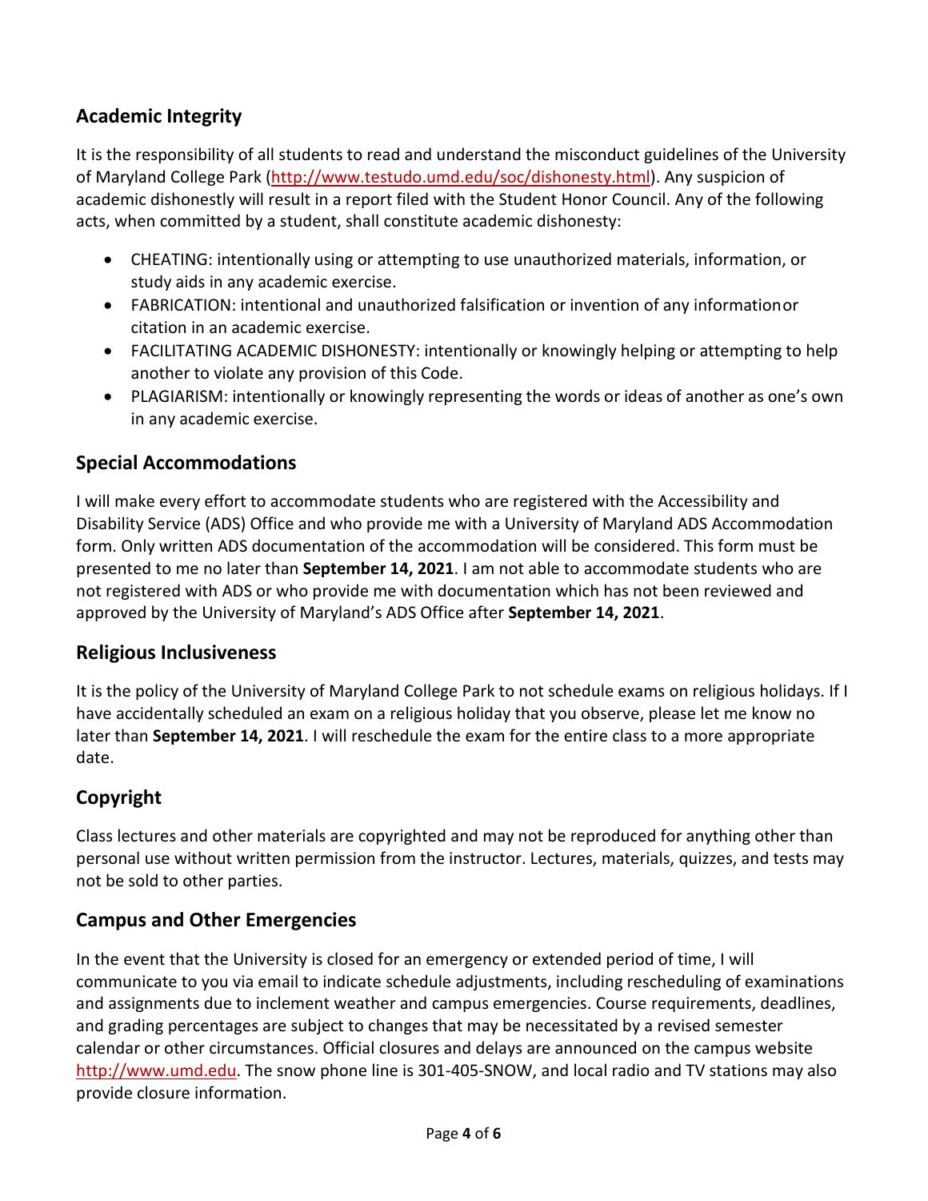## Academic Integrity

It is the responsibility of all students to read and understand the misconduct guidelines of the University of Maryland College Park (http://www.testudo.umd.edu/soc/dishonesty.html). Any suspicion of academic dishonestly will result in a report filed with the Student Honor Council. Any of the following acts, when committed by a student, shall constitute academic dishonesty:

- CHEATING: intentionally using or attempting to use unauthorized materials, information, or study aids in any academic exercise.
- FABRICATION: intentional and unauthorized falsification or invention of any informationor citation in an academic exercise.
- FACILITATING ACADEMIC DISHONESTY: intentionally or knowingly helping or attempting to help another to violate any provision of this Code.
- PLAGIARISM: intentionally or knowingly representing the words or ideas of another as one's own in any academic exercise.

## Special Accommodations

I will make every effort to accommodate students who are registered with the Accessibility and Disability Service (ADS) Office and who provide me with a University of Maryland ADS Accommodation form. Only written ADS documentation of the accommodation will be considered. This form must be presented to me no later than **September 14, 2021**. I am not able to accommodate students who are not registered with ADS or who provide me with documentation which has not been reviewed and approved by the University of Maryland's ADS Office after **September 14, 2021**.

## Religious Inclusiveness

It is the policy of the University of Maryland College Park to not schedule exams on religious holidays. If I have accidentally scheduled an exam on a religious holiday that you observe, please let me know no later than **September 14, 2021**. I will reschedule the exam for the entire class to a more appropriate date.

## Copyright

Class lectures and other materials are copyrighted and may not be reproduced for anything other than personal use without written permission from the instructor. Lectures, materials, quizzes, and tests may not be sold to other parties.

## Campus and Other Emergencies

In the event that the University is closed for an emergency or extended period of time, I will communicate to you via email to indicate schedule adjustments, including rescheduling of examinations and assignments due to inclement weather and campus emergencies. Course requirements, deadlines, and grading percentages are subject to changes that may be necessitated by a revised semester calendar or other circumstances. Official closures and delays are announced on the campus website http://www.umd.edu. The snow phone line is 301-405-SNOW, and local radio and TV stations may also provide closure information.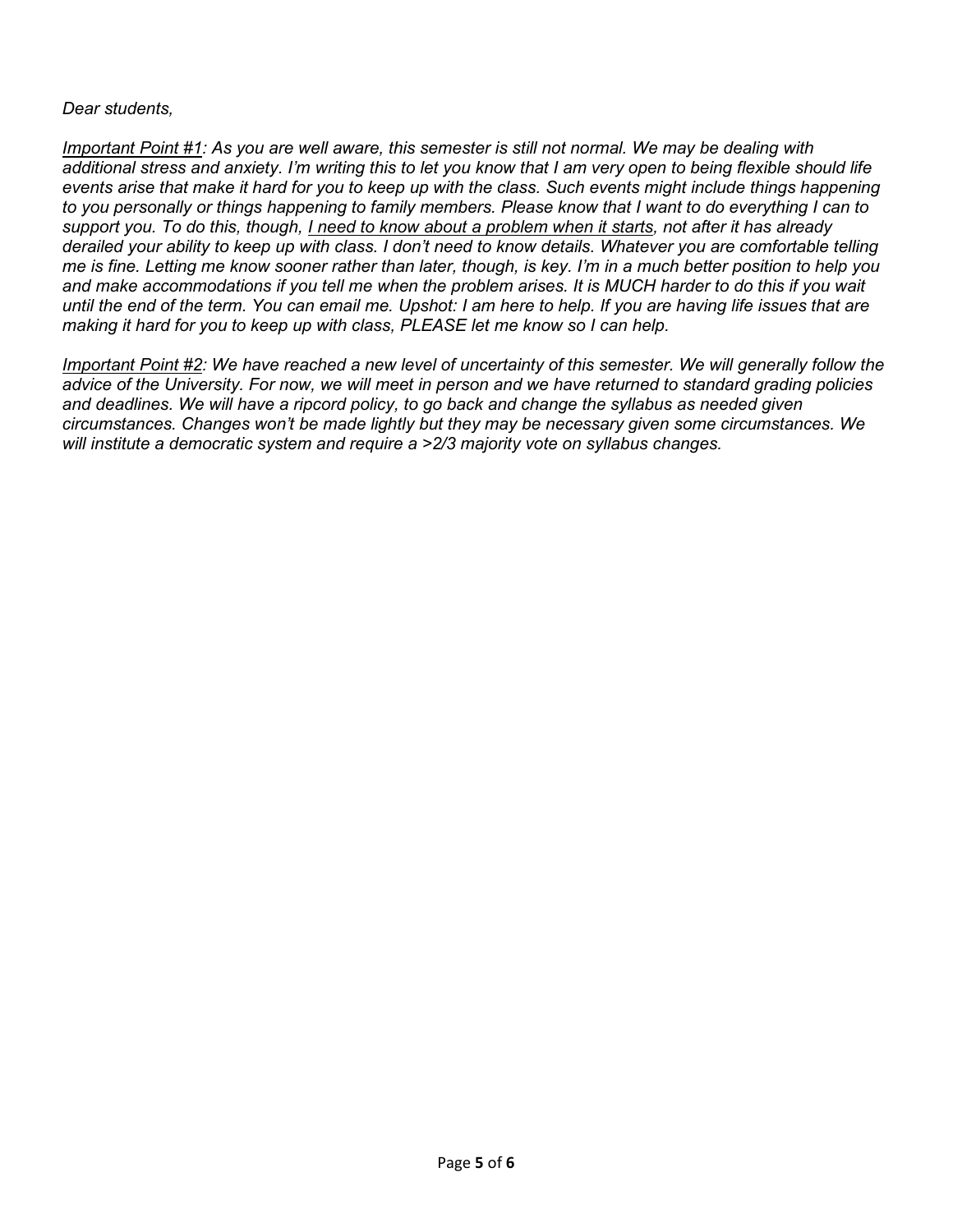*Dear students,*

*<u>Important Point #1</u>: As you are well aware, this semester is still not normal. We may be dealing with additional stress and anxiety. I'm writing this to let you know that I am very open to being flexible should life events arise that make it hard for you to keep up with the class. Such events might include things happening to you personally or things happening to family members. Please know that I want to do everything I can to support you. To do this, though, <u>I need to know about a problem when it starts</u>, not after it has already derailed your ability to keep up with class. I don't need to know details. Whatever you are comfortable telling me is fine. Letting me know sooner rather than later, though, is key. I'm in a much better position to help you and make accommodations if you tell me when the problem arises. It is MUCH harder to do this if you wait until the end of the term. You can email me. Upshot: I am here to help. If you are having life issues that are making it hard for you to keep up with class, PLEASE let me know so I can help.*

*<u>Important Point #2</u>: We have reached a new level of uncertainty of this semester. We will generally follow the advice of the University. For now, we will meet in person and we have returned to standard grading policies and deadlines. We will have a ripcord policy, to go back and change the syllabus as needed given circumstances. Changes won't be made lightly but they may be necessary given some circumstances. We will institute a democratic system and require a >2/3 majority vote on syllabus changes.*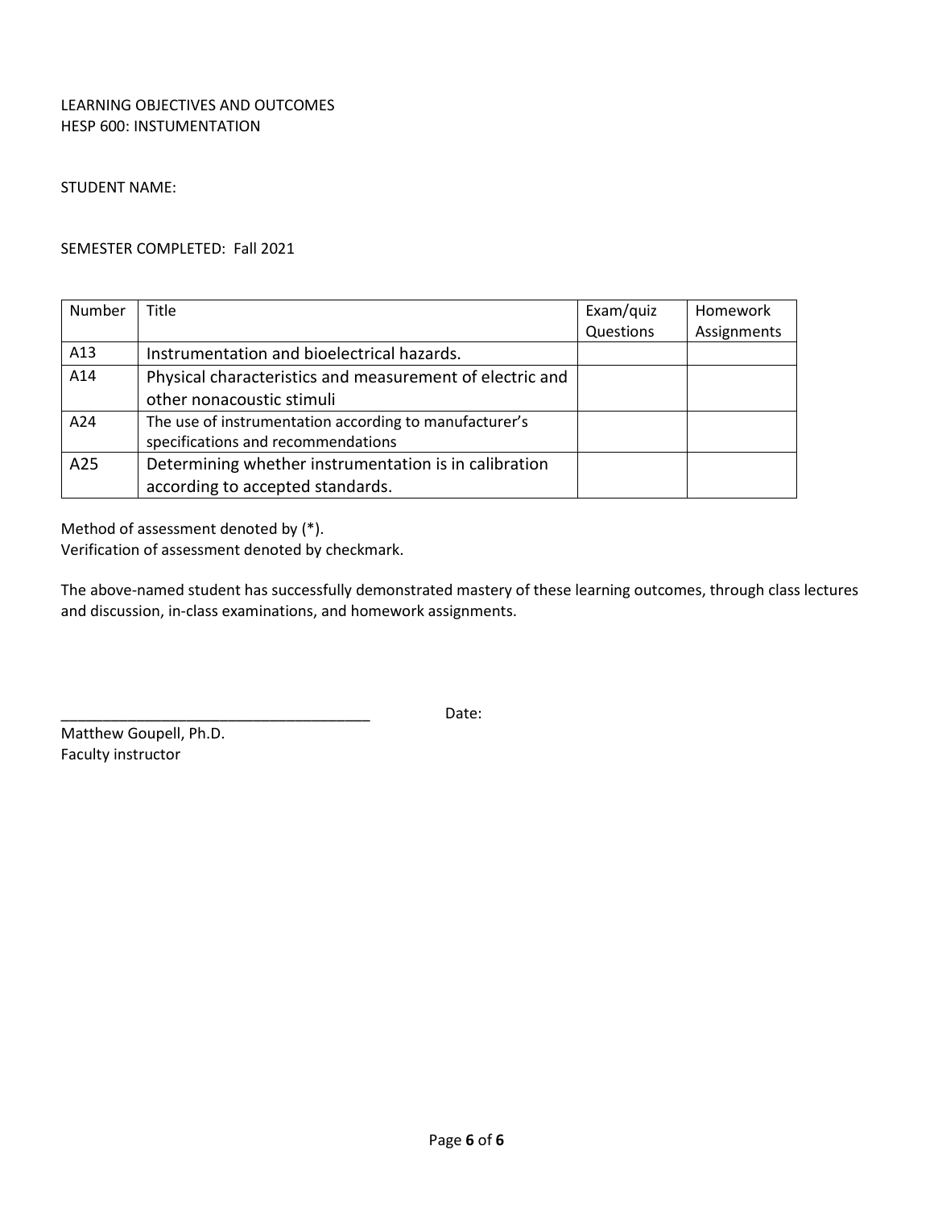LEARNING OBJECTIVES AND OUTCOMES
HESP 600: INSTUMENTATION

STUDENT NAME:

SEMESTER COMPLETED: Fall 2021

| Number | Title | Exam/quiz Questions | Homework Assignments |
|---|---|---|---|
| A13 | Instrumentation and bioelectrical hazards. | | |
| A14 | Physical characteristics and measurement of electric and other nonacoustic stimuli | | |
| A24 | The use of instrumentation according to manufacturer's specifications and recommendations | | |
| A25 | Determining whether instrumentation is in calibration according to accepted standards. | | |

Method of assessment denoted by (*).
Verification of assessment denoted by checkmark.

The above-named student has successfully demonstrated mastery of these learning outcomes, through class lectures and discussion, in-class examinations, and homework assignments.

_____________________________________ Date:

Matthew Goupell, Ph.D.
Faculty instructor